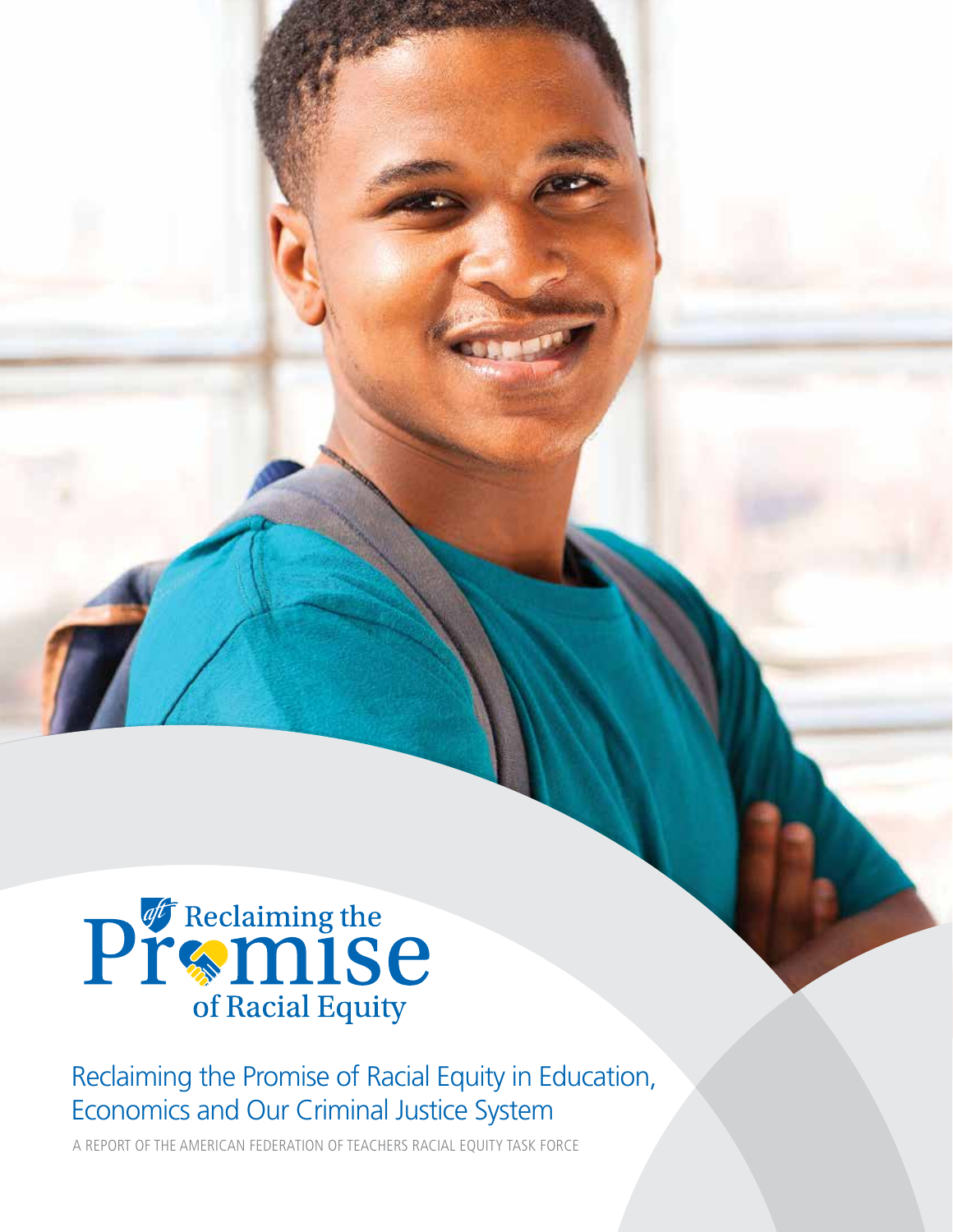# Reclaiming the Promise of Racial Equity

## Reclaiming the Promise of Racial Equity in Education, Economics and Our Criminal Justice System

A REPORT OF THE AMERICAN FEDERATION OF TEACHERS RACIAL EQUITY TASK FORCE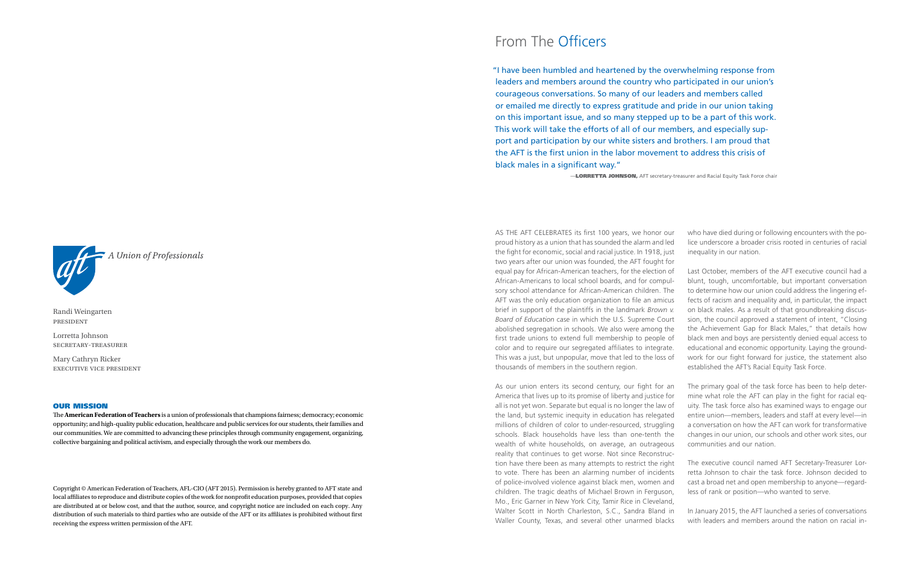A Union of Professionals

Randi Weingarten
PRESIDENT

Lorretta Johnson
SECRETARY-TREASURER

Mary Cathryn Ricker
EXECUTIVE VICE PRESIDENT

**OUR MISSION**

The **American Federation of Teachers** is a union of professionals that champions fairness; democracy; economic opportunity; and high-quality public education, healthcare and public services for our students, their families and our communities. We are committed to advancing these principles through community engagement, organizing, collective bargaining and political activism, and especially through the work our members do.

Copyright © American Federation of Teachers, AFL-CIO (AFT 2015). Permission is hereby granted to AFT state and local affiliates to reproduce and distribute copies of the work for nonprofit education purposes, provided that copies are distributed at or below cost, and that the author, source, and copyright notice are included on each copy. Any distribution of such materials to third parties who are outside of the AFT or its affiliates is prohibited without first receiving the express written permission of the AFT.

# From The Officers

"I have been humbled and heartened by the overwhelming response from leaders and members around the country who participated in our union's courageous conversations. So many of our leaders and members called or emailed me directly to express gratitude and pride in our union taking on this important issue, and so many stepped up to be a part of this work. This work will take the efforts of all of our members, and especially support and participation by our white sisters and brothers. I am proud that the AFT is the first union in the labor movement to address this crisis of black males in a significant way."

—**LORRETTA JOHNSON,** AFT secretary-treasurer and Racial Equity Task Force chair

AS THE AFT CELEBRATES its first 100 years, we honor our proud history as a union that has sounded the alarm and led the fight for economic, social and racial justice. In 1918, just two years after our union was founded, the AFT fought for equal pay for African-American teachers, for the election of African-Americans to local school boards, and for compulsory school attendance for African-American children. The AFT was the only education organization to file an amicus brief in support of the plaintiffs in the landmark *Brown v. Board of Education* case in which the U.S. Supreme Court abolished segregation in schools. We also were among the first trade unions to extend full membership to people of color and to require our segregated affiliates to integrate. This was a just, but unpopular, move that led to the loss of thousands of members in the southern region.

As our union enters its second century, our fight for an America that lives up to its promise of liberty and justice for all is not yet won. Separate but equal is no longer the law of the land, but systemic inequity in education has relegated millions of children of color to under-resourced, struggling schools. Black households have less than one-tenth the wealth of white households, on average, an outrageous reality that continues to get worse. Not since Reconstruction have there been as many attempts to restrict the right to vote. There has been an alarming number of incidents of police-involved violence against black men, women and children. The tragic deaths of Michael Brown in Ferguson, Mo., Eric Garner in New York City, Tamir Rice in Cleveland, Walter Scott in North Charleston, S.C., Sandra Bland in Waller County, Texas, and several other unarmed blacks who have died during or following encounters with the police underscore a broader crisis rooted in centuries of racial inequality in our nation.

Last October, members of the AFT executive council had a blunt, tough, uncomfortable, but important conversation to determine how our union could address the lingering effects of racism and inequality and, in particular, the impact on black males. As a result of that groundbreaking discussion, the council approved a statement of intent, "Closing the Achievement Gap for Black Males," that details how black men and boys are persistently denied equal access to educational and economic opportunity. Laying the groundwork for our fight forward for justice, the statement also established the AFT's Racial Equity Task Force.

The primary goal of the task force has been to help determine what role the AFT can play in the fight for racial equity. The task force also has examined ways to engage our entire union—members, leaders and staff at every level—in a conversation on how the AFT can work for transformative changes in our union, our schools and other work sites, our communities and our nation.

The executive council named AFT Secretary-Treasurer Lorretta Johnson to chair the task force. Johnson decided to cast a broad net and open membership to anyone—regardless of rank or position—who wanted to serve.

In January 2015, the AFT launched a series of conversations with leaders and members around the nation on racial in-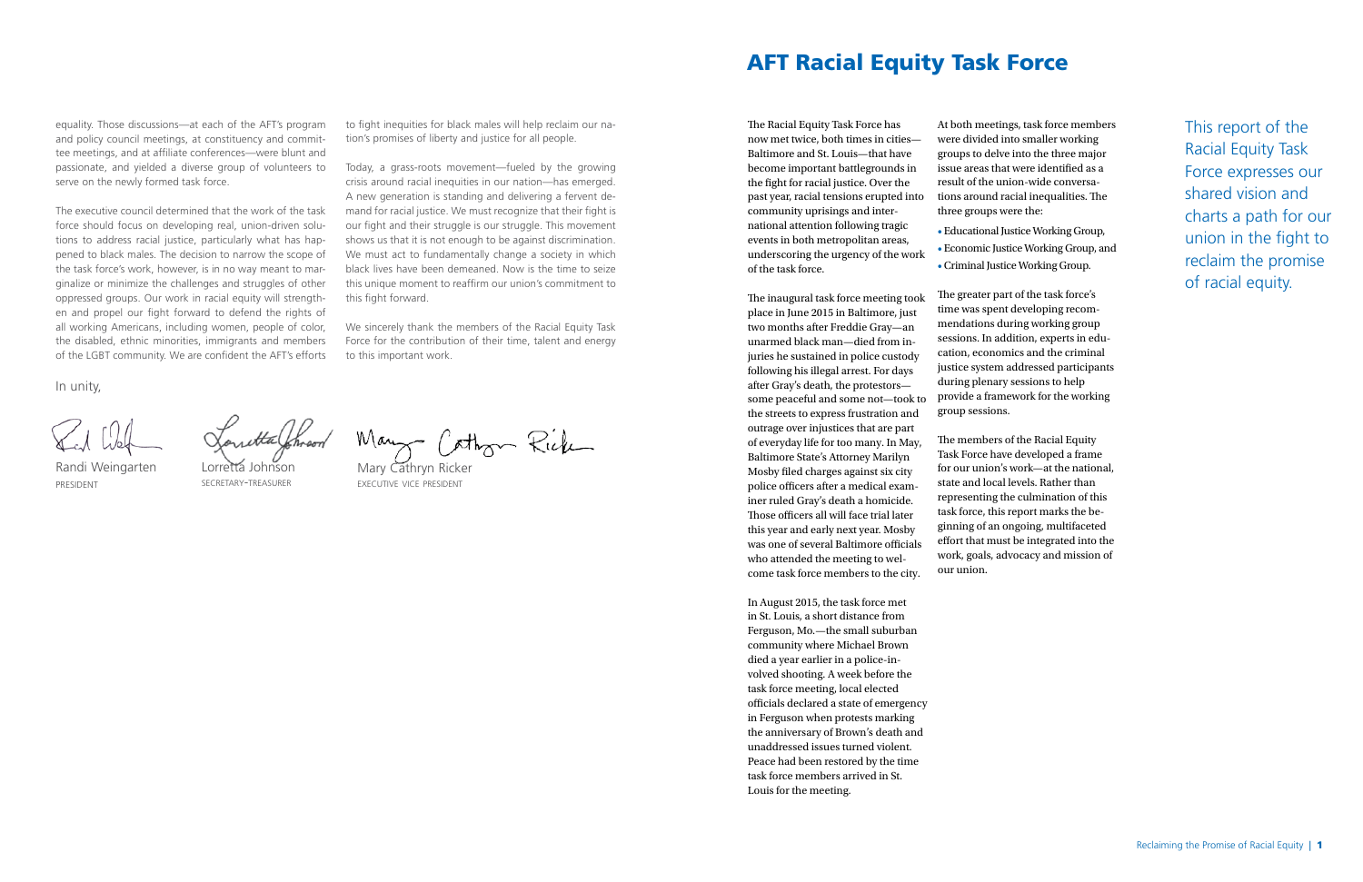equality. Those discussions—at each of the AFT's program and policy council meetings, at constituency and committee meetings, and at affiliate conferences—were blunt and passionate, and yielded a diverse group of volunteers to serve on the newly formed task force.

The executive council determined that the work of the task force should focus on developing real, union-driven solutions to address racial justice, particularly what has happened to black males. The decision to narrow the scope of the task force's work, however, is in no way meant to marginalize or minimize the challenges and struggles of other oppressed groups. Our work in racial equity will strengthen and propel our fight forward to defend the rights of all working Americans, including women, people of color, the disabled, ethnic minorities, immigrants and members of the LGBT community. We are confident the AFT's efforts to fight inequities for black males will help reclaim our nation's promises of liberty and justice for all people.

Today, a grass-roots movement—fueled by the growing crisis around racial inequities in our nation—has emerged. A new generation is standing and delivering a fervent demand for racial justice. We must recognize that their fight is our fight and their struggle is our struggle. This movement shows us that it is not enough to be against discrimination. We must act to fundamentally change a society in which black lives have been demeaned. Now is the time to seize this unique moment to reaffirm our union's commitment to this fight forward.

We sincerely thank the members of the Racial Equity Task Force for the contribution of their time, talent and energy to this important work.

In unity,

Randi Weingarten
PRESIDENT

Lorretta Johnson
SECRETARY-TREASURER

Mary Cathryn Ricker
EXECUTIVE VICE PRESIDENT

# AFT Racial Equity Task Force

The Racial Equity Task Force has now met twice, both times in cities—Baltimore and St. Louis—that have become important battlegrounds in the fight for racial justice. Over the past year, racial tensions erupted into community uprisings and international attention following tragic events in both metropolitan areas, underscoring the urgency of the work of the task force.

The inaugural task force meeting took place in June 2015 in Baltimore, just two months after Freddie Gray—an unarmed black man—died from injuries he sustained in police custody following his illegal arrest. For days after Gray's death, the protestors—some peaceful and some not—took to the streets to express frustration and outrage over injustices that are part of everyday life for too many. In May, Baltimore State's Attorney Marilyn Mosby filed charges against six city police officers after a medical examiner ruled Gray's death a homicide. Those officers all will face trial later this year and early next year. Mosby was one of several Baltimore officials who attended the meeting to welcome task force members to the city.

In August 2015, the task force met in St. Louis, a short distance from Ferguson, Mo.—the small suburban community where Michael Brown died a year earlier in a police-involved shooting. A week before the task force meeting, local elected officials declared a state of emergency in Ferguson when protests marking the anniversary of Brown's death and unaddressed issues turned violent. Peace had been restored by the time task force members arrived in St. Louis for the meeting.

At both meetings, task force members were divided into smaller working groups to delve into the three major issue areas that were identified as a result of the union-wide conversations around racial inequalities. The three groups were the:

- Educational Justice Working Group,
- Economic Justice Working Group, and
- Criminal Justice Working Group.

The greater part of the task force's time was spent developing recommendations during working group sessions. In addition, experts in education, economics and the criminal justice system addressed participants during plenary sessions to help provide a framework for the working group sessions.

The members of the Racial Equity Task Force have developed a frame for our union's work—at the national, state and local levels. Rather than representing the culmination of this task force, this report marks the beginning of an ongoing, multifaceted effort that must be integrated into the work, goals, advocacy and mission of our union.

This report of the Racial Equity Task Force expresses our shared vision and charts a path for our union in the fight to reclaim the promise of racial equity.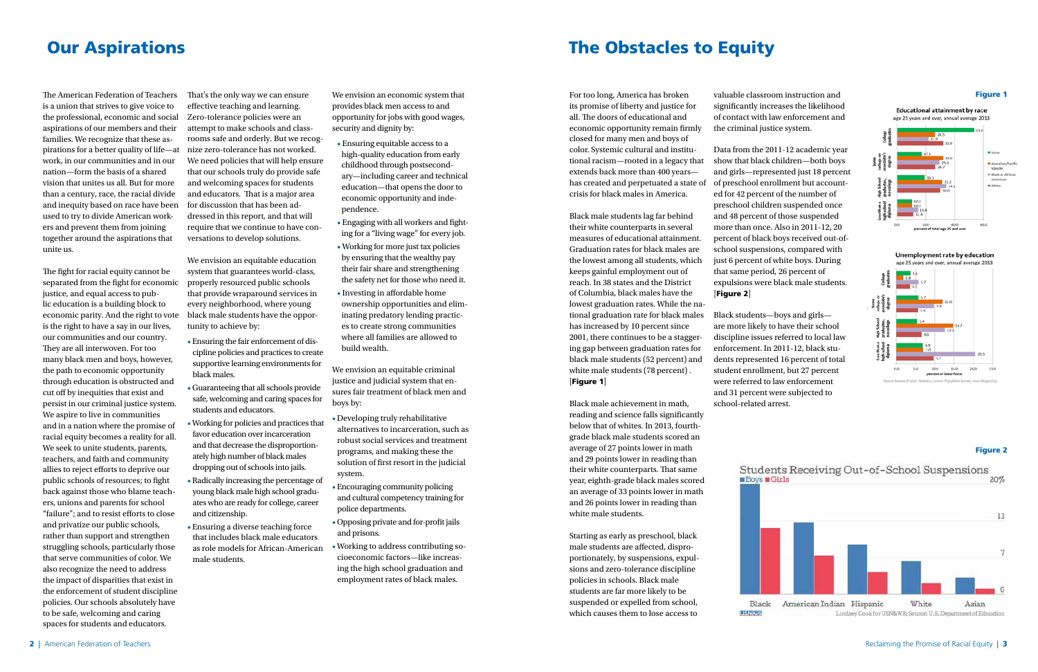# Our Aspirations

The American Federation of Teachers is a union that strives to give voice to the professional, economic and social aspirations of our members and their families. We recognize that these aspirations for a better quality of life—at work, in our communities and in our nation—form the basis of a shared vision that unites us all. But for more than a century, race, the racial divide and inequity based on race have been used to try to divide American workers and prevent them from joining together around the aspirations that unite us.

The fight for racial equity cannot be separated from the fight for economic justice, and equal access to public education is a building block to economic parity. And the right to vote is the right to have a say in our lives, our communities and our country. They are all interwoven. For too many black men and boys, however, the path to economic opportunity through education is obstructed and cut off by inequities that exist and persist in our criminal justice system. We aspire to live in communities and in a nation where the promise of racial equity becomes a reality for all. We seek to unite students, parents, teachers, and faith and community allies to reject efforts to deprive our public schools of resources; to fight back against those who blame teachers, unions and parents for school "failure"; and to resist efforts to close and privatize our public schools, rather than support and strengthen struggling schools, particularly those that serve communities of color. We also recognize the need to address the impact of disparities that exist in the enforcement of student discipline policies. Our schools absolutely have to be safe, welcoming and caring spaces for students and educators. That's the only way we can ensure effective teaching and learning. Zero-tolerance policies were an attempt to make schools and classrooms safe and orderly. But we recognize zero-tolerance has not worked. We need policies that will help ensure that our schools truly do provide safe and welcoming spaces for students and educators. That is a major area for discussion that has been addressed in this report, and that will require that we continue to have conversations to develop solutions.

We envision an equitable education system that guarantees world-class, properly resourced public schools that provide wraparound services in every neighborhood, where young black male students have the opportunity to achieve by:

- Ensuring the fair enforcement of discipline policies and practices to create supportive learning environments for black males.
- Guaranteeing that all schools provide safe, welcoming and caring spaces for students and educators.
- Working for policies and practices that favor education over incarceration and that decrease the disproportionately high number of black males dropping out of schools into jails.
- Radically increasing the percentage of young black male high school graduates who are ready for college, career and citizenship.
- Ensuring a diverse teaching force that includes black male educators as role models for African-American male students.

We envision an economic system that provides black men access to and opportunity for jobs with good wages, security and dignity by:

- Ensuring equitable access to a high-quality education from early childhood through postsecondary—including career and technical education—that opens the door to economic opportunity and independence.
- Engaging with all workers and fighting for a "living wage" for every job.
- Working for more just tax policies by ensuring that the wealthy pay their fair share and strengthening the safety net for those who need it.
- Investing in affordable home ownership opportunities and eliminating predatory lending practices to create strong communities where all families are allowed to build wealth.

We envision an equitable criminal justice and judicial system that ensures fair treatment of black men and boys by:

- Developing truly rehabilitative alternatives to incarceration, such as robust social services and treatment programs, and making these the solution of first resort in the judicial system.
- Encouraging community policing and cultural competency training for police departments.
- Opposing private and for-profit jails and prisons.
- Working to address contributing socioeconomic factors—like increasing the high school graduation and employment rates of black males.

# The Obstacles to Equity

For too long, America has broken its promise of liberty and justice for all. The doors of educational and economic opportunity remain firmly closed for many men and boys of color. Systemic cultural and institutional racism—rooted in a legacy that extends back more than 400 years—has created and perpetuated a state of crisis for black males in America.

Black male students lag far behind their white counterparts in several measures of educational attainment. Graduation rates for black males are the lowest among all students, which keeps gainful employment out of reach. In 38 states and the District of Columbia, black males have the lowest graduation rates. While the national graduation rate for black males has increased by 10 percent since 2001, there continues to be a staggering gap between graduation rates for black male students (52 percent) and white male students (78 percent). [**Figure 1**]

Black male achievement in math, reading and science falls significantly below that of whites. In 2013, fourth-grade black male students scored an average of 27 points lower in math and 29 points lower in reading than their white counterparts. That same year, eighth-grade black males scored an average of 33 points lower in math and 26 points lower in reading than white male students.

Starting as early as preschool, black male students are affected, disproportionately, by suspensions, expulsions and zero-tolerance discipline policies in schools. Black male students are far more likely to be suspended or expelled from school, which causes them to lose access to valuable classroom instruction and significantly increases the likelihood of contact with law enforcement and the criminal justice system.

Data from the 2011-12 academic year show that black children—both boys and girls—represented just 18 percent of preschool enrollment but accounted for 42 percent of the number of preschool children suspended once and 48 percent of those suspended more than once. Also in 2011-12, 20 percent of black boys received out-of-school suspensions, compared with just 6 percent of white boys. During that same period, 26 percent of expulsions were black male students. [**Figure 2**]

Black students—boys and girls—are more likely to have their school discipline issues referred to local law enforcement. In 2011-12, black students represented 16 percent of total student enrollment, but 27 percent were referred to law enforcement and 31 percent were subjected to school-related arrest.

**Figure 1**

Educational attainment by race
age 25 years and over, annual average 2013

| | Asian | Hawaiian/Pacific Islander | Black or African American | White |
|---|---|---|---|---|
| College graduates | 53.1 | 26.5 | 21.9 | 31.9 |
| Some college or associate's degree | 17.1 | 33.0 | 29.5 | 26.7 |
| High School graduates, no college | 19.3 | 31.3 | 34.2 | 30.0 |
| Less than a high school diploma | 10.2 | 10.1 | 14.4 | 11.4 |

percent of total age 25 and over

Unemployment rate by education
age 25 years and over, annual average 2013

| | Asian | Hawaiian/Pacific Islander | Black or African American | White |
|---|---|---|---|---|
| College graduates | 3.6 | 1.8 | 5.7 | 3.3 |
| Some college or associate's degree | 5.7 | 12.0 | 9.8 | 5.6 |
| High School graduates, no college | 6.4 | 14.7 | 12.6 | 6.6 |
| Less than a high school diploma | 6.9 | 7.0 | 20.5 | 9.7 |

percent of labor force

Source: Bureau of Labor Statistics, Current Population Survey, www.bls.gov/cps

**Figure 2**

Students Receiving Out-of-School Suspensions

Boys / Girls — Black, American Indian, Hispanic, White, Asian

Lindsey Cook for USN&WR; Source: U.S. Department of Education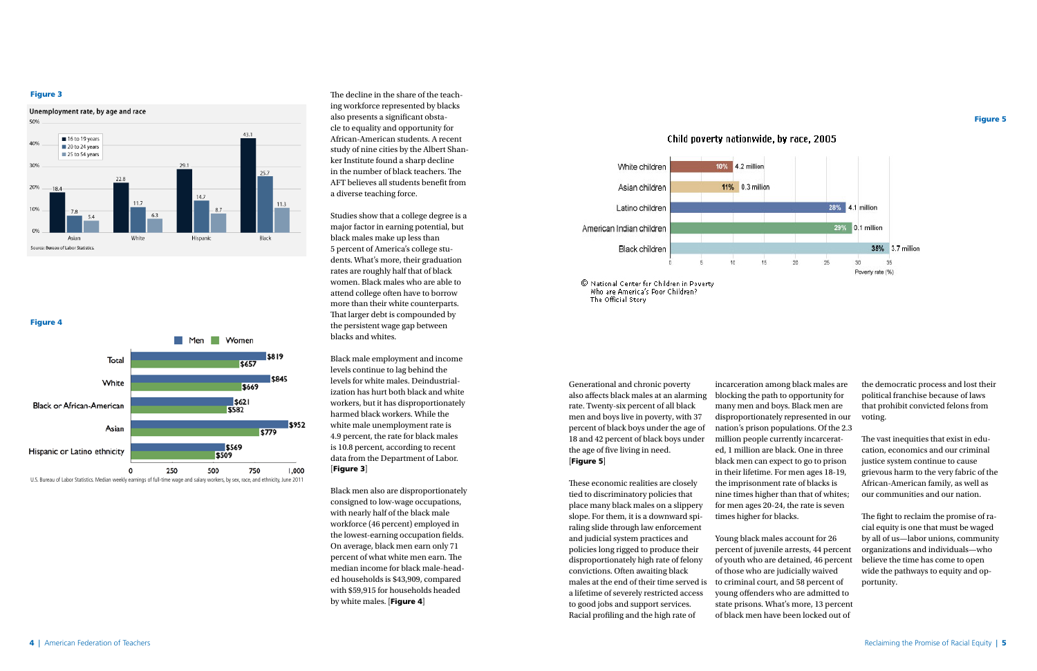**Figure 3**

Unemployment rate, by age and race

| | 16 to 19 years | 20 to 24 years | 25 to 54 years |
|---|---|---|---|
| Asian | 18.4 | 7.8 | 5.4 |
| White | 22.8 | 11.7 | 6.3 |
| Hispanic | 29.1 | 14.7 | 8.7 |
| Black | 43.1 | 25.7 | 11.3 |

Source: Bureau of Labor Statistics

**Figure 4**

| | Men | Women |
|---|---|---|
| Total | $819 | $657 |
| White | $845 | $669 |
| Black or African-American | $621 | $582 |
| Asian | $952 | $779 |
| Hispanic or Latino ethnicity | $569 | $509 |

U.S. Bureau of Labor Statistics. Median weekly earnings of full-time wage and salary workers, by sex, race, and ethnicity, June 2011

The decline in the share of the teaching workforce represented by blacks also presents a significant obstacle to equality and opportunity for African-American students. A recent study of nine cities by the Albert Shanker Institute found a sharp decline in the number of black teachers. The AFT believes all students benefit from a diverse teaching force.

Studies show that a college degree is a major factor in earning potential, but black males make up less than 5 percent of America's college students. What's more, their graduation rates are roughly half that of black women. Black males who are able to attend college often have to borrow more than their white counterparts. That larger debt is compounded by the persistent wage gap between blacks and whites.

Black male employment and income levels continue to lag behind the levels for white males. Deindustrialization has hurt both black and white workers, but it has disproportionately harmed black workers. While the white male unemployment rate is 4.9 percent, the rate for black males is 10.8 percent, according to recent data from the Department of Labor. [**Figure 3**]

Black men also are disproportionately consigned to low-wage occupations, with nearly half of the black male workforce (46 percent) employed in the lowest-earning occupation fields. On average, black men earn only 71 percent of what white men earn. The median income for black male-headed households is $43,909, compared with $59,915 for households headed by white males. [**Figure 4**]

**Figure 5**

Child poverty nationwide, by race, 2005

| | Poverty rate (%) | Number |
|---|---|---|
| White children | 10% | 4.2 million |
| Asian children | 11% | 0.3 million |
| Latino children | 28% | 4.1 million |
| American Indian children | 29% | 0.1 million |
| Black children | 35% | 3.7 million |

© National Center for Children in Poverty
Who are America's Poor Children?
The Official Story

Generational and chronic poverty also affects black males at an alarming rate. Twenty-six percent of all black men and boys live in poverty, with 37 percent of black boys under the age of 18 and 42 percent of black boys under the age of five living in need. [**Figure 5**]

These economic realities are closely tied to discriminatory policies that place many black males on a slippery slope. For them, it is a downward spiraling slide through law enforcement and judicial system practices and policies long rigged to produce their disproportionately high rate of felony convictions. Often awaiting black males at the end of their time served is a lifetime of severely restricted access to good jobs and support services. Racial profiling and the high rate of incarceration among black males are blocking the path to opportunity for many men and boys. Black men are disproportionately represented in our nation's prison populations. Of the 2.3 million people currently incarcerated, 1 million are black. One in three black men can expect to go to prison in their lifetime. For men ages 18-19, the imprisonment rate of blacks is nine times higher than that of whites; for men ages 20-24, the rate is seven times higher for blacks.

Young black males account for 26 percent of juvenile arrests, 44 percent of youth who are detained, 46 percent of those who are judicially waived to criminal court, and 58 percent of young offenders who are admitted to state prisons. What's more, 13 percent of black men have been locked out of the democratic process and lost their political franchise because of laws that prohibit convicted felons from voting.

The vast inequities that exist in education, economics and our criminal justice system continue to cause grievous harm to the very fabric of the African-American family, as well as our communities and our nation.

The fight to reclaim the promise of racial equity is one that must be waged by all of us—labor unions, community organizations and individuals—who believe the time has come to open wide the pathways to equity and opportunity.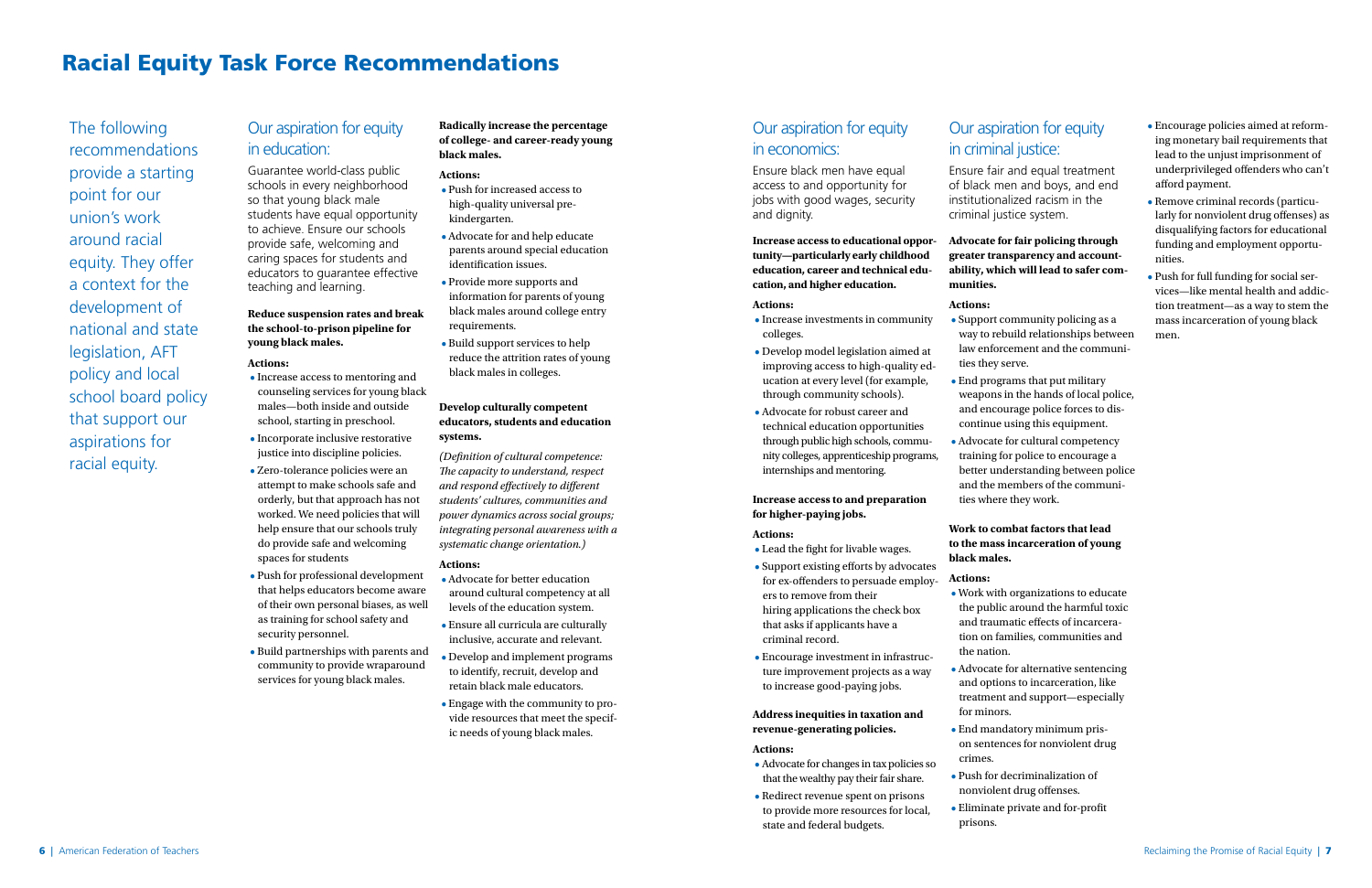# Racial Equity Task Force Recommendations

The following recommendations provide a starting point for our union's work around racial equity. They offer a context for the development of national and state legislation, AFT policy and local school board policy that support our aspirations for racial equity.

## Our aspiration for equity in education:

Guarantee world-class public schools in every neighborhood so that young black male students have equal opportunity to achieve. Ensure our schools provide safe, welcoming and caring spaces for students and educators to guarantee effective teaching and learning.

**Reduce suspension rates and break the school-to-prison pipeline for young black males.**

**Actions:**

- Increase access to mentoring and counseling services for young black males—both inside and outside school, starting in preschool.
- Incorporate inclusive restorative justice into discipline policies.
- Zero-tolerance policies were an attempt to make schools safe and orderly, but that approach has not worked. We need policies that will help ensure that our schools truly do provide safe and welcoming spaces for students
- Push for professional development that helps educators become aware of their own personal biases, as well as training for school safety and security personnel.
- Build partnerships with parents and community to provide wraparound services for young black males.

**Radically increase the percentage of college- and career-ready young black males.**

**Actions:**

- Push for increased access to high-quality universal pre-kindergarten.
- Advocate for and help educate parents around special education identification issues.
- Provide more supports and information for parents of young black males around college entry requirements.
- Build support services to help reduce the attrition rates of young black males in colleges.

**Develop culturally competent educators, students and education systems.**

*(Definition of cultural competence: The capacity to understand, respect and respond effectively to different students' cultures, communities and power dynamics across social groups; integrating personal awareness with a systematic change orientation.)*

**Actions:**

- Advocate for better education around cultural competency at all levels of the education system.
- Ensure all curricula are culturally inclusive, accurate and relevant.
- Develop and implement programs to identify, recruit, develop and retain black male educators.
- Engage with the community to provide resources that meet the specific needs of young black males.

## Our aspiration for equity in economics:

Ensure black men have equal access to and opportunity for jobs with good wages, security and dignity.

**Increase access to educational opportunity—particularly early childhood education, career and technical education, and higher education.**

**Actions:**

- Increase investments in community colleges.
- Develop model legislation aimed at improving access to high-quality education at every level (for example, through community schools).
- Advocate for robust career and technical education opportunities through public high schools, community colleges, apprenticeship programs, internships and mentoring.

**Increase access to and preparation for higher-paying jobs.**

**Actions:**

- Lead the fight for livable wages.
- Support existing efforts by advocates for ex-offenders to persuade employers to remove from their hiring applications the check box that asks if applicants have a criminal record.
- Encourage investment in infrastructure improvement projects as a way to increase good-paying jobs.

**Address inequities in taxation and revenue-generating policies.**

**Actions:**

- Advocate for changes in tax policies so that the wealthy pay their fair share.
- Redirect revenue spent on prisons to provide more resources for local, state and federal budgets.

## Our aspiration for equity in criminal justice:

Ensure fair and equal treatment of black men and boys, and end institutionalized racism in the criminal justice system.

**Advocate for fair policing through greater transparency and accountability, which will lead to safer communities.**

**Actions:**

- Support community policing as a way to rebuild relationships between law enforcement and the communities they serve.
- End programs that put military weapons in the hands of local police, and encourage police forces to discontinue using this equipment.
- Advocate for cultural competency training for police to encourage a better understanding between police and the members of the communities where they work.

**Work to combat factors that lead to the mass incarceration of young black males.**

**Actions:**

- Work with organizations to educate the public around the harmful toxic and traumatic effects of incarceration on families, communities and the nation.
- Advocate for alternative sentencing and options to incarceration, like treatment and support—especially for minors.
- End mandatory minimum prison sentences for nonviolent drug crimes.
- Push for decriminalization of nonviolent drug offenses.
- Eliminate private and for-profit prisons.
- Encourage policies aimed at reforming monetary bail requirements that lead to the unjust imprisonment of underprivileged offenders who can't afford payment.
- Remove criminal records (particularly for nonviolent drug offenses) as disqualifying factors for educational funding and employment opportunities.
- Push for full funding for social services—like mental health and addiction treatment—as a way to stem the mass incarceration of young black men.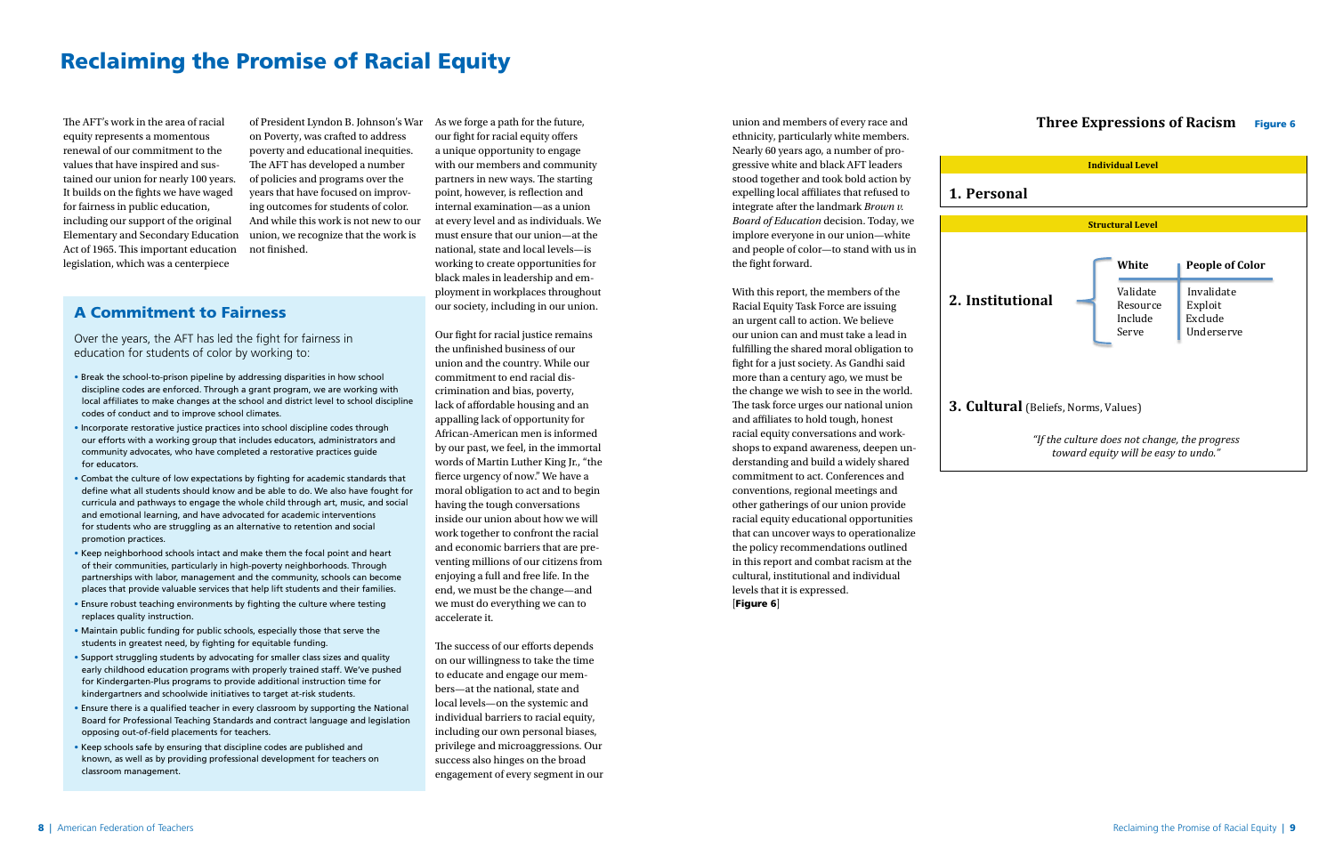# Reclaiming the Promise of Racial Equity

The AFT's work in the area of racial equity represents a momentous renewal of our commitment to the values that have inspired and sustained our union for nearly 100 years. It builds on the fights we have waged for fairness in public education, including our support of the original Elementary and Secondary Education Act of 1965. This important education legislation, which was a centerpiece of President Lyndon B. Johnson's War on Poverty, was crafted to address poverty and educational inequities. The AFT has developed a number of policies and programs over the years that have focused on improving outcomes for students of color. And while this work is not new to our union, we recognize that the work is not finished.

## A Commitment to Fairness

Over the years, the AFT has led the fight for fairness in education for students of color by working to:

- Break the school-to-prison pipeline by addressing disparities in how school discipline codes are enforced. Through a grant program, we are working with local affiliates to make changes at the school and district level to school discipline codes of conduct and to improve school climates.
- Incorporate restorative justice practices into school discipline codes through our efforts with a working group that includes educators, administrators and community advocates, who have completed a restorative practices guide for educators.
- Combat the culture of low expectations by fighting for academic standards that define what all students should know and be able to do. We also have fought for curricula and pathways to engage the whole child through art, music, and social and emotional learning, and have advocated for academic interventions for students who are struggling as an alternative to retention and social promotion practices.
- Keep neighborhood schools intact and make them the focal point and heart of their communities, particularly in high-poverty neighborhoods. Through partnerships with labor, management and the community, schools can become places that provide valuable services that help lift students and their families.
- Ensure robust teaching environments by fighting the culture where testing replaces quality instruction.
- Maintain public funding for public schools, especially those that serve the students in greatest need, by fighting for equitable funding.
- Support struggling students by advocating for smaller class sizes and quality early childhood education programs with properly trained staff. We've pushed for Kindergarten-Plus programs to provide additional instruction time for kindergartners and schoolwide initiatives to target at-risk students.
- Ensure there is a qualified teacher in every classroom by supporting the National Board for Professional Teaching Standards and contract language and legislation opposing out-of-field placements for teachers.
- Keep schools safe by ensuring that discipline codes are published and known, as well as by providing professional development for teachers on classroom management.

As we forge a path for the future, our fight for racial equity offers a unique opportunity to engage with our members and community partners in new ways. The starting point, however, is reflection and internal examination—as a union at every level and as individuals. We must ensure that our union—at the national, state and local levels—is working to create opportunities for black males in leadership and employment in workplaces throughout our society, including in our union.

Our fight for racial justice remains the unfinished business of our union and the country. While our commitment to end racial discrimination and bias, poverty, lack of affordable housing and an appalling lack of opportunity for African-American men is informed by our past, we feel, in the immortal words of Martin Luther King Jr., "the fierce urgency of now." We have a moral obligation to act and to begin having the tough conversations inside our union about how we will work together to confront the racial and economic barriers that are preventing millions of our citizens from enjoying a full and free life. In the end, we must be the change—and we must do everything we can to accelerate it.

The success of our efforts depends on our willingness to take the time to educate and engage our members—at the national, state and local levels—on the systemic and individual barriers to racial equity, including our own personal biases, privilege and microaggressions. Our success also hinges on the broad engagement of every segment in our union and members of every race and ethnicity, particularly white members. Nearly 60 years ago, a number of progressive white and black AFT leaders stood together and took bold action by expelling local affiliates that refused to integrate after the landmark *Brown v. Board of Education* decision. Today, we implore everyone in our union—white and people of color—to stand with us in the fight forward.

With this report, the members of the Racial Equity Task Force are issuing an urgent call to action. We believe our union can and must take a lead in fulfilling the shared moral obligation to fight for a just society. As Gandhi said more than a century ago, we must be the change we wish to see in the world. The task force urges our national union and affiliates to hold tough, honest racial equity conversations and workshops to expand awareness, deepen understanding and build a widely shared commitment to act. Conferences and conventions, regional meetings and other gatherings of our union provide racial equity educational opportunities that can uncover ways to operationalize the policy recommendations outlined in this report and combat racism at the cultural, institutional and individual levels that it is expressed.
[**Figure 6**]

### Three Expressions of Racism — Figure 6

**Individual Level**

**1. Personal**

**Structural Level**

**2. Institutional**

| White | People of Color |
|---|---|
| Validate | Invalidate |
| Resource | Exploit |
| Include | Exclude |
| Serve | Underserve |

**3. Cultural** (Beliefs, Norms, Values)

*"If the culture does not change, the progress toward equity will be easy to undo."*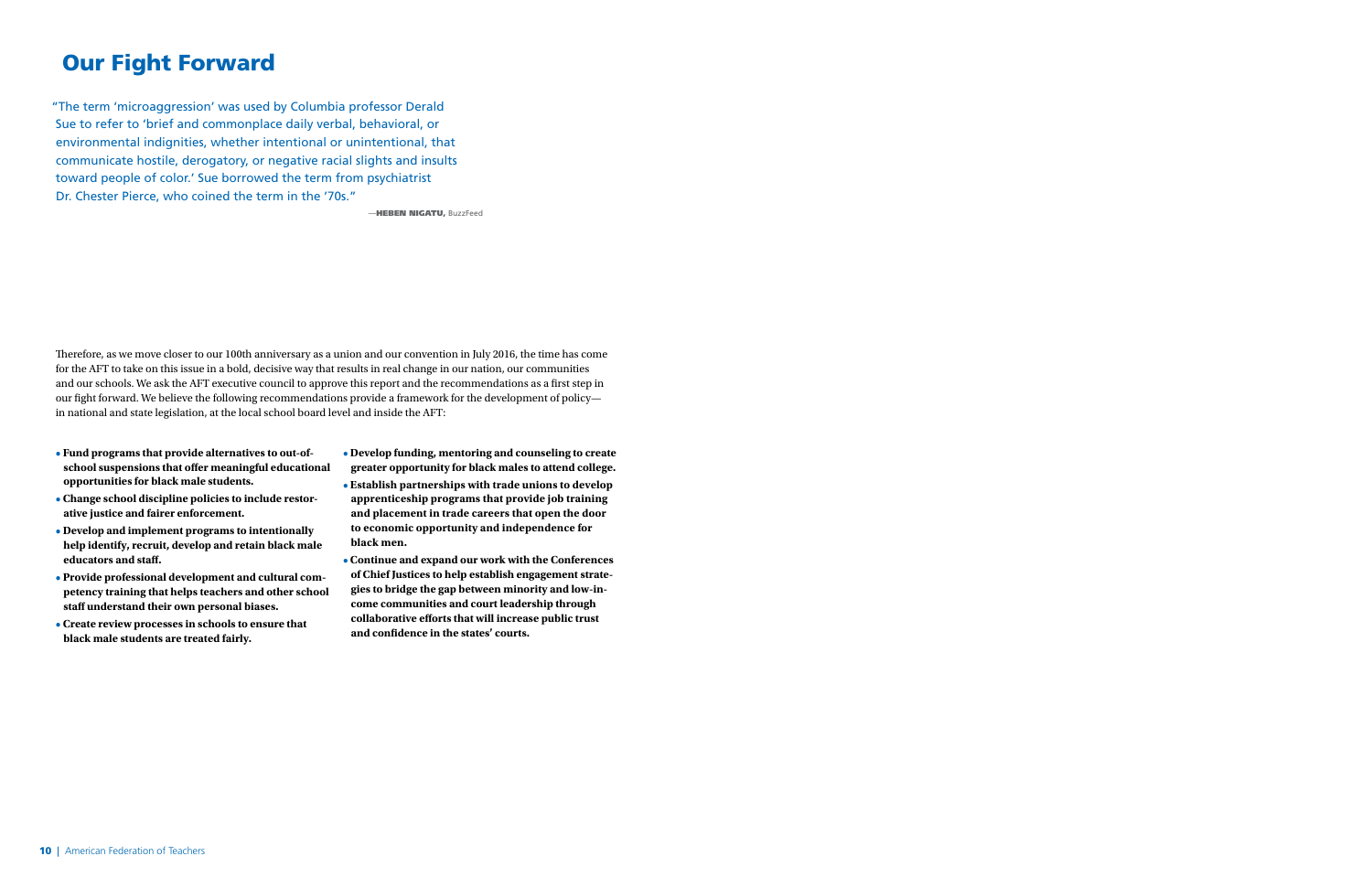# Our Fight Forward

"The term 'microaggression' was used by Columbia professor Derald Sue to refer to 'brief and commonplace daily verbal, behavioral, or environmental indignities, whether intentional or unintentional, that communicate hostile, derogatory, or negative racial slights and insults toward people of color.' Sue borrowed the term from psychiatrist Dr. Chester Pierce, who coined the term in the '70s."

—**HEBEN NIGATU,** BuzzFeed

Therefore, as we move closer to our 100th anniversary as a union and our convention in July 2016, the time has come for the AFT to take on this issue in a bold, decisive way that results in real change in our nation, our communities and our schools. We ask the AFT executive council to approve this report and the recommendations as a first step in our fight forward. We believe the following recommendations provide a framework for the development of policy—in national and state legislation, at the local school board level and inside the AFT:

- **Fund programs that provide alternatives to out-of-school suspensions that offer meaningful educational opportunities for black male students.**
- **Change school discipline policies to include restorative justice and fairer enforcement.**
- **Develop and implement programs to intentionally help identify, recruit, develop and retain black male educators and staff.**
- **Provide professional development and cultural competency training that helps teachers and other school staff understand their own personal biases.**
- **Create review processes in schools to ensure that black male students are treated fairly.**
- **Develop funding, mentoring and counseling to create greater opportunity for black males to attend college.**
- **Establish partnerships with trade unions to develop apprenticeship programs that provide job training and placement in trade careers that open the door to economic opportunity and independence for black men.**
- **Continue and expand our work with the Conferences of Chief Justices to help establish engagement strategies to bridge the gap between minority and low-income communities and court leadership through collaborative efforts that will increase public trust and confidence in the states' courts.**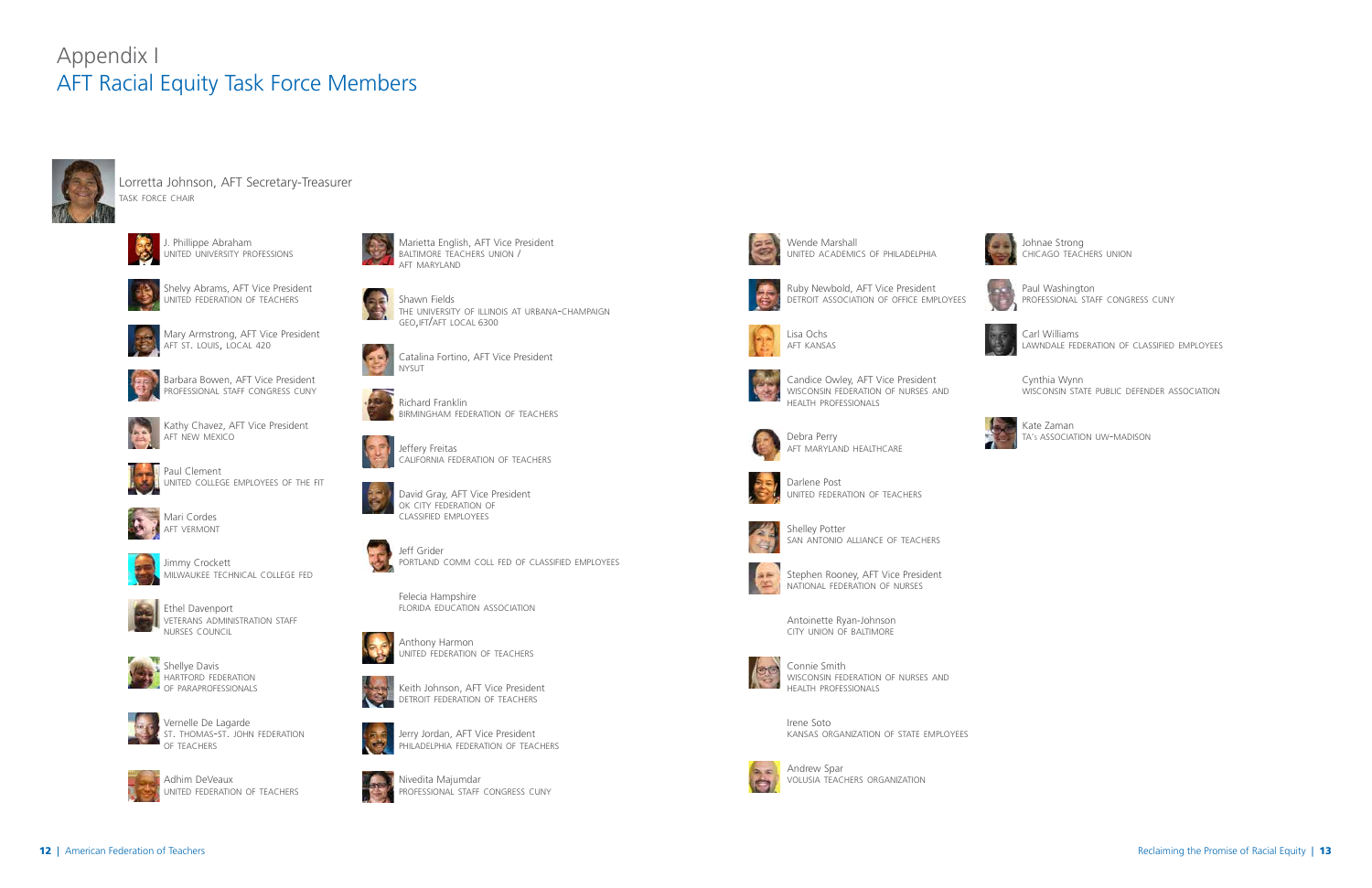# Appendix I

## AFT Racial Equity Task Force Members

**Lorretta Johnson, AFT Secretary-Treasurer**
TASK FORCE CHAIR

- J. Phillippe Abraham
  UNITED UNIVERSITY PROFESSIONS
- Shelvy Abrams, AFT Vice President
  UNITED FEDERATION OF TEACHERS
- Mary Armstrong, AFT Vice President
  AFT ST. LOUIS, LOCAL 420
- Barbara Bowen, AFT Vice President
  PROFESSIONAL STAFF CONGRESS CUNY
- Kathy Chavez, AFT Vice President
  AFT NEW MEXICO
- Paul Clement
  UNITED COLLEGE EMPLOYEES OF THE FIT
- Mari Cordes
  AFT VERMONT
- Jimmy Crockett
  MILWAUKEE TECHNICAL COLLEGE FED
- Ethel Davenport
  VETERANS ADMINISTRATION STAFF NURSES COUNCIL
- Shellye Davis
  HARTFORD FEDERATION OF PARAPROFESSIONALS
- Vernelle De Lagarde
  ST. THOMAS-ST. JOHN FEDERATION OF TEACHERS
- Adhim DeVeaux
  UNITED FEDERATION OF TEACHERS
- Marietta English, AFT Vice President
  BALTIMORE TEACHERS UNION / AFT MARYLAND
- Shawn Fields
  THE UNIVERSITY OF ILLINOIS AT URBANA-CHAMPAIGN GEO,IFT/AFT LOCAL 6300
- Catalina Fortino, AFT Vice President
  NYSUT
- Richard Franklin
  BIRMINGHAM FEDERATION OF TEACHERS
- Jeffery Freitas
  CALIFORNIA FEDERATION OF TEACHERS
- David Gray, AFT Vice President
  OK CITY FEDERATION OF CLASSIFIED EMPLOYEES
- Jeff Grider
  PORTLAND COMM COLL FED OF CLASSIFIED EMPLOYEES
- Felecia Hampshire
  FLORIDA EDUCATION ASSOCIATION
- Anthony Harmon
  UNITED FEDERATION OF TEACHERS
- Keith Johnson, AFT Vice President
  DETROIT FEDERATION OF TEACHERS
- Jerry Jordan, AFT Vice President
  PHILADELPHIA FEDERATION OF TEACHERS
- Nivedita Majumdar
  PROFESSIONAL STAFF CONGRESS CUNY
- Wende Marshall
  UNITED ACADEMICS OF PHILADELPHIA
- Ruby Newbold, AFT Vice President
  DETROIT ASSOCIATION OF OFFICE EMPLOYEES
- Lisa Ochs
  AFT KANSAS
- Candice Owley, AFT Vice President
  WISCONSIN FEDERATION OF NURSES AND HEALTH PROFESSIONALS
- Debra Perry
  AFT MARYLAND HEALTHCARE
- Darlene Post
  UNITED FEDERATION OF TEACHERS
- Shelley Potter
  SAN ANTONIO ALLIANCE OF TEACHERS
- Stephen Rooney, AFT Vice President
  NATIONAL FEDERATION OF NURSES
- Antoinette Ryan-Johnson
  CITY UNION OF BALTIMORE
- Connie Smith
  WISCONSIN FEDERATION OF NURSES AND HEALTH PROFESSIONALS
- Irene Soto
  KANSAS ORGANIZATION OF STATE EMPLOYEES
- Andrew Spar
  VOLUSIA TEACHERS ORGANIZATION
- Johnae Strong
  CHICAGO TEACHERS UNION
- Paul Washington
  PROFESSIONAL STAFF CONGRESS CUNY
- Carl Williams
  LAWNDALE FEDERATION OF CLASSIFIED EMPLOYEES
- Cynthia Wynn
  WISCONSIN STATE PUBLIC DEFENDER ASSOCIATION
- Kate Zaman
  TA's ASSOCIATION UW-MADISON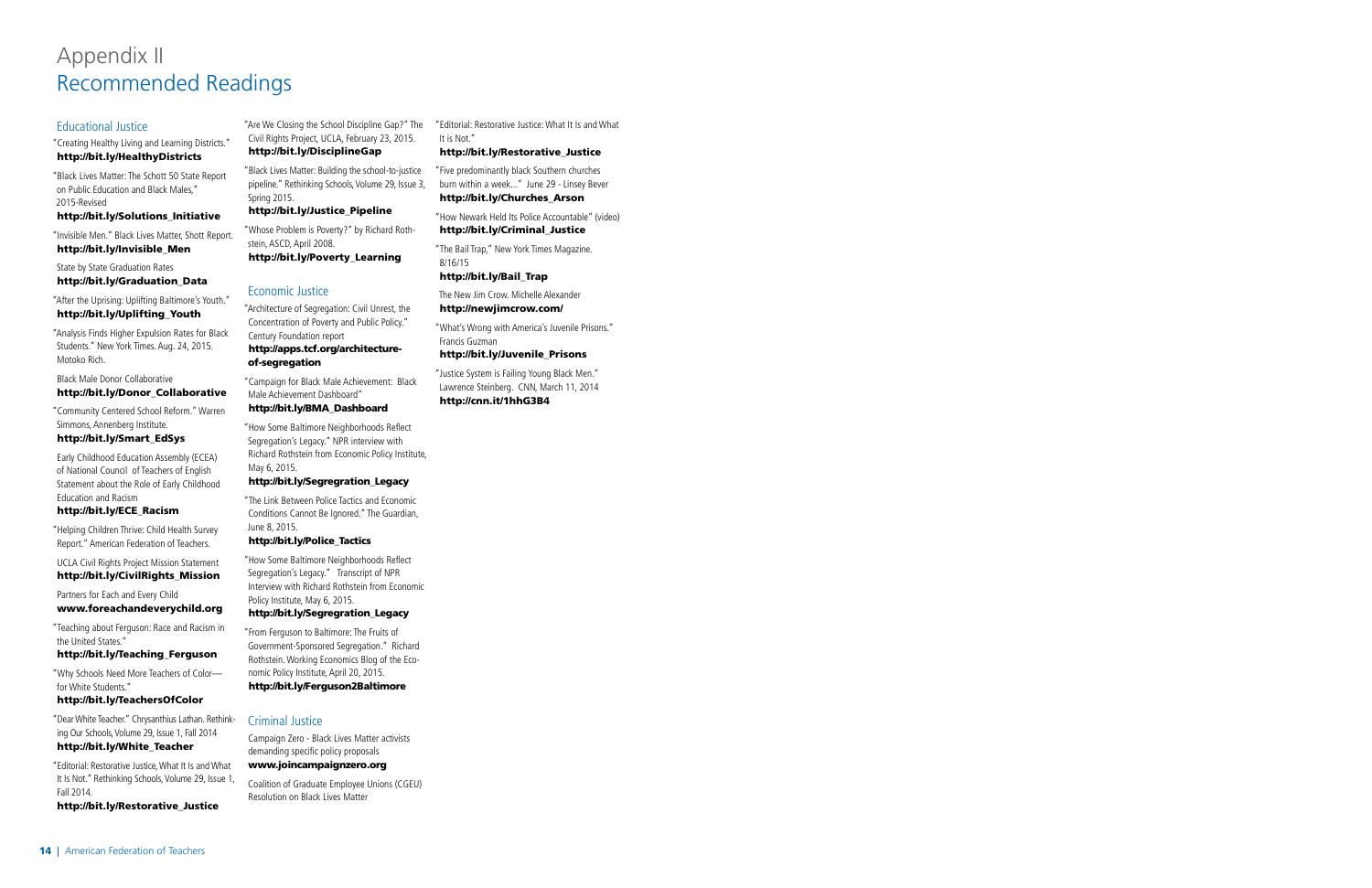# Appendix II
# Recommended Readings

## Educational Justice

"Creating Healthy Living and Learning Districts."
**http://bit.ly/HealthyDistricts**

"Black Lives Matter: The Schott 50 State Report on Public Education and Black Males," 2015-Revised
**http://bit.ly/Solutions_Initiative**

"Invisible Men." Black Lives Matter, Shott Report.
**http://bit.ly/Invisible_Men**

State by State Graduation Rates
**http://bit.ly/Graduation_Data**

"After the Uprising: Uplifting Baltimore's Youth."
**http://bit.ly/Uplifting_Youth**

"Analysis Finds Higher Expulsion Rates for Black Students." New York Times. Aug. 24, 2015. Motoko Rich.

Black Male Donor Collaborative
**http://bit.ly/Donor_Collaborative**

"Community Centered School Reform." Warren Simmons, Annenberg Institute.
**http://bit.ly/Smart_EdSys**

Early Childhood Education Assembly (ECEA) of National Council of Teachers of English Statement about the Role of Early Childhood Education and Racism
**http://bit.ly/ECE_Racism**

"Helping Children Thrive: Child Health Survey Report." American Federation of Teachers.

UCLA Civil Rights Project Mission Statement
**http://bit.ly/CivilRights_Mission**

Partners for Each and Every Child
**www.foreachandeverychild.org**

"Teaching about Ferguson: Race and Racism in the United States."
**http://bit.ly/Teaching_Ferguson**

"Why Schools Need More Teachers of Color—for White Students."
**http://bit.ly/TeachersOfColor**

"Dear White Teacher." Chrysanthius Lathan. Rethinking Our Schools, Volume 29, Issue 1, Fall 2014
**http://bit.ly/White_Teacher**

"Editorial: Restorative Justice, What It Is and What It Is Not." Rethinking Schools, Volume 29, Issue 1, Fall 2014.
**http://bit.ly/Restorative_Justice**

"Are We Closing the School Discipline Gap?" The Civil Rights Project, UCLA, February 23, 2015.
**http://bit.ly/DisciplineGap**

"Black Lives Matter: Building the school-to-justice pipeline." Rethinking Schools, Volume 29, Issue 3, Spring 2015.
**http://bit.ly/Justice_Pipeline**

"Whose Problem is Poverty?" by Richard Rothstein, ASCD, April 2008.
**http://bit.ly/Poverty_Learning**

## Economic Justice

"Architecture of Segregation: Civil Unrest, the Concentration of Poverty and Public Policy." Century Foundation report
**http://apps.tcf.org/architecture-of-segregation**

"Campaign for Black Male Achievement: Black Male Achievement Dashboard"
**http://bit.ly/BMA_Dashboard**

"How Some Baltimore Neighborhoods Reflect Segregation's Legacy." NPR interview with Richard Rothstein from Economic Policy Institute, May 6, 2015.
**http://bit.ly/Segregration_Legacy**

"The Link Between Police Tactics and Economic Conditions Cannot Be Ignored." The Guardian, June 8, 2015.
**http://bit.ly/Police_Tactics**

"How Some Baltimore Neighborhoods Reflect Segregation's Legacy." Transcript of NPR Interview with Richard Rothstein from Economic Policy Institute, May 6, 2015.
**http://bit.ly/Segregration_Legacy**

"From Ferguson to Baltimore: The Fruits of Government-Sponsored Segregation." Richard Rothstein. Working Economics Blog of the Economic Policy Institute, April 20, 2015.
**http://bit.ly/Ferguson2Baltimore**

## Criminal Justice

Campaign Zero - Black Lives Matter activists demanding specific policy proposals
**www.joincampaignzero.org**

Coalition of Graduate Employee Unions (CGEU) Resolution on Black Lives Matter

"Editorial: Restorative Justice: What It Is and What It is Not."
**http://bit.ly/Restorative_Justice**

"Five predominantly black Southern churches burn within a week..." June 29 - Linsey Bever
**http://bit.ly/Churches_Arson**

"How Newark Held Its Police Accountable" (video)
**http://bit.ly/Criminal_Justice**

"The Bail Trap," New York Times Magazine. 8/16/15
**http://bit.ly/Bail_Trap**

The New Jim Crow. Michelle Alexander
**http://newjimcrow.com/**

"What's Wrong with America's Juvenile Prisons." Francis Guzman
**http://bit.ly/Juvenile_Prisons**

"Justice System is Failing Young Black Men." Lawrence Steinberg. CNN, March 11, 2014
**http://cnn.it/1hhG3B4**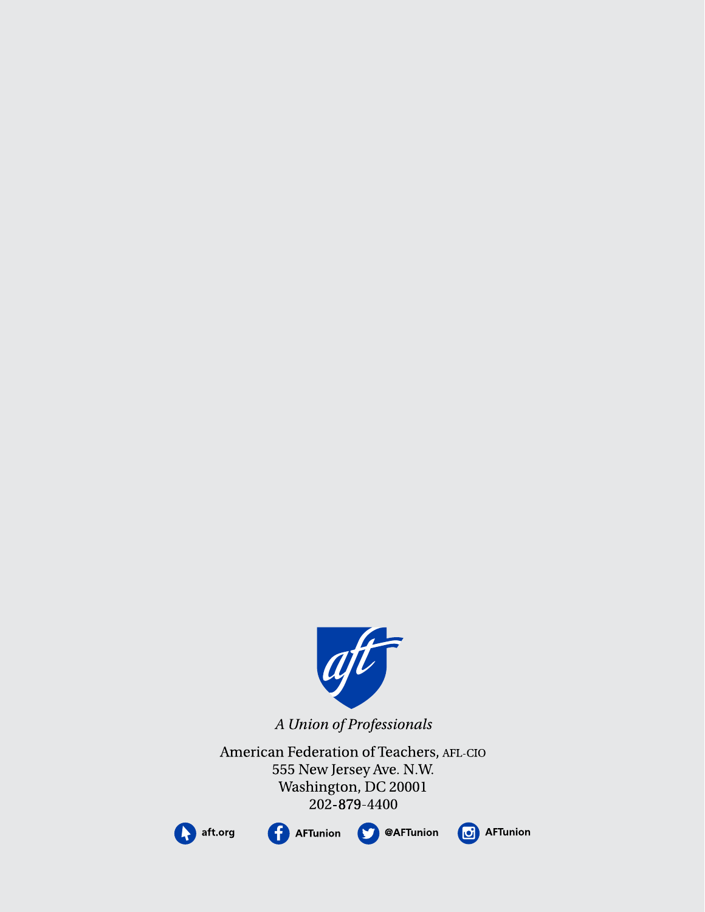*A Union of Professionals*

American Federation of Teachers, AFL-CIO
555 New Jersey Ave. N.W.
Washington, DC 20001
202-879-4400

aft.org AFTunion @AFTunion AFTunion